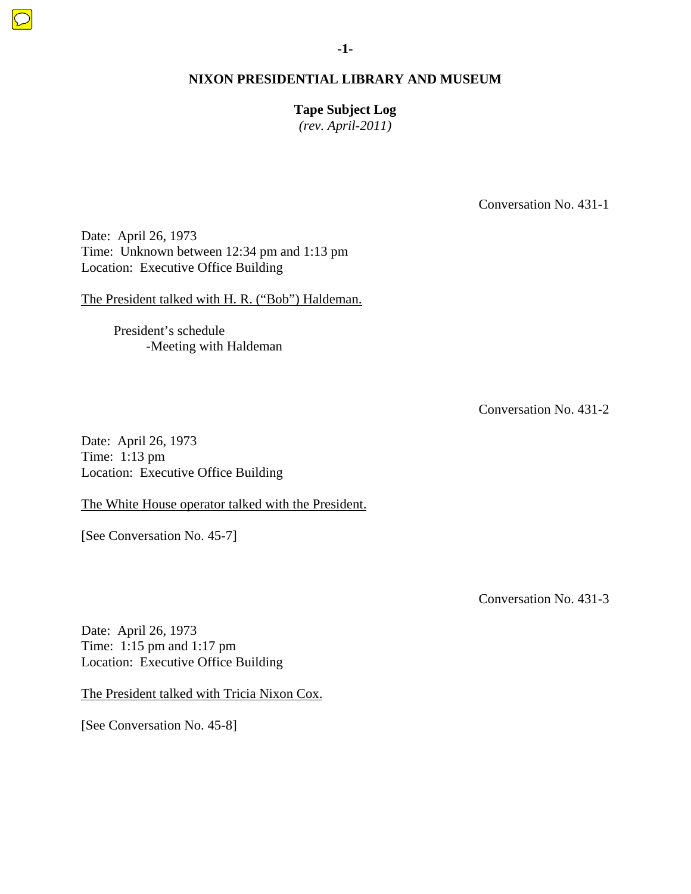# NIXON PRESIDENTIAL LIBRARY AND MUSEUM

## Tape Subject Log
*(rev. April-2011)*

Conversation No. 431-1

Date: April 26, 1973
Time: Unknown between 12:34 pm and 1:13 pm
Location: Executive Office Building

The President talked with H. R. ("Bob") Haldeman.

President's schedule
-Meeting with Haldeman

Conversation No. 431-2

Date: April 26, 1973
Time: 1:13 pm
Location: Executive Office Building

The White House operator talked with the President.

[See Conversation No. 45-7]

Conversation No. 431-3

Date: April 26, 1973
Time: 1:15 pm and 1:17 pm
Location: Executive Office Building

The President talked with Tricia Nixon Cox.

[See Conversation No. 45-8]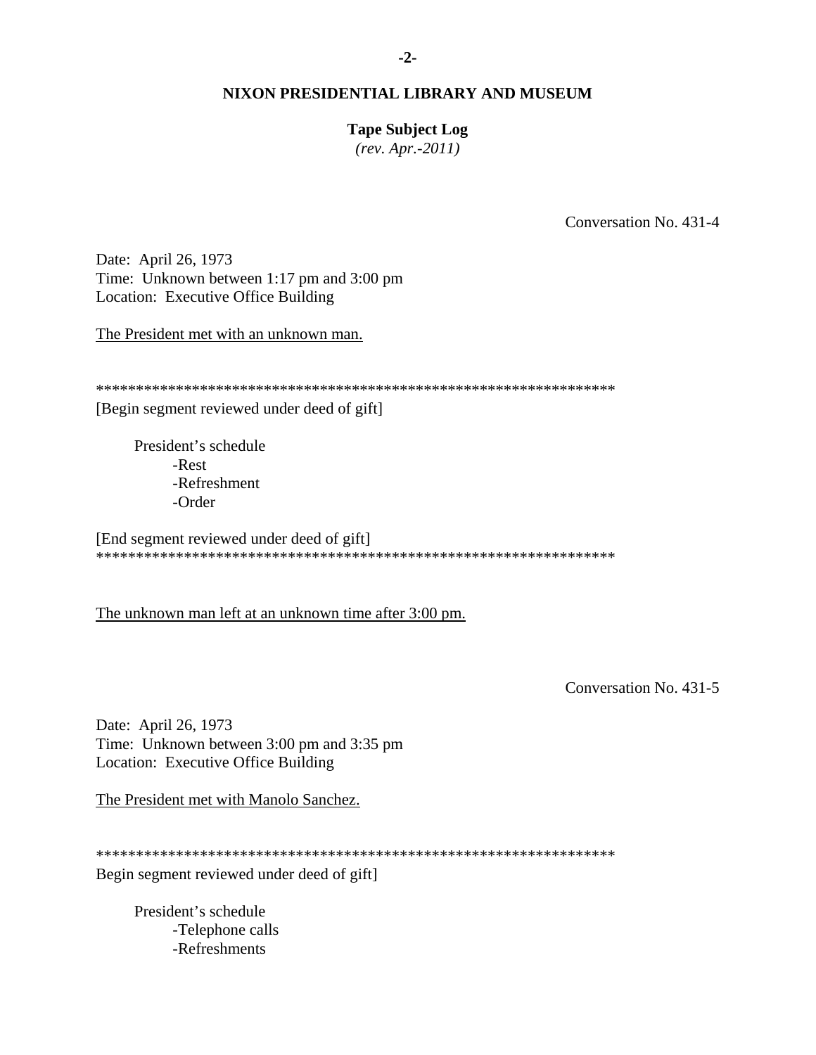**NIXON PRESIDENTIAL LIBRARY AND MUSEUM**

**Tape Subject Log**
*(rev. Apr.-2011)*

Conversation No. 431-4

Date: April 26, 1973
Time: Unknown between 1:17 pm and 3:00 pm
Location: Executive Office Building

The President met with an unknown man.

*****************************************************************
[Begin segment reviewed under deed of gift]

President's schedule
- -Rest
- -Refreshment
- -Order

[End segment reviewed under deed of gift]
*****************************************************************

The unknown man left at an unknown time after 3:00 pm.

Conversation No. 431-5

Date: April 26, 1973
Time: Unknown between 3:00 pm and 3:35 pm
Location: Executive Office Building

The President met with Manolo Sanchez.

*****************************************************************
Begin segment reviewed under deed of gift]

President's schedule
- -Telephone calls
- -Refreshments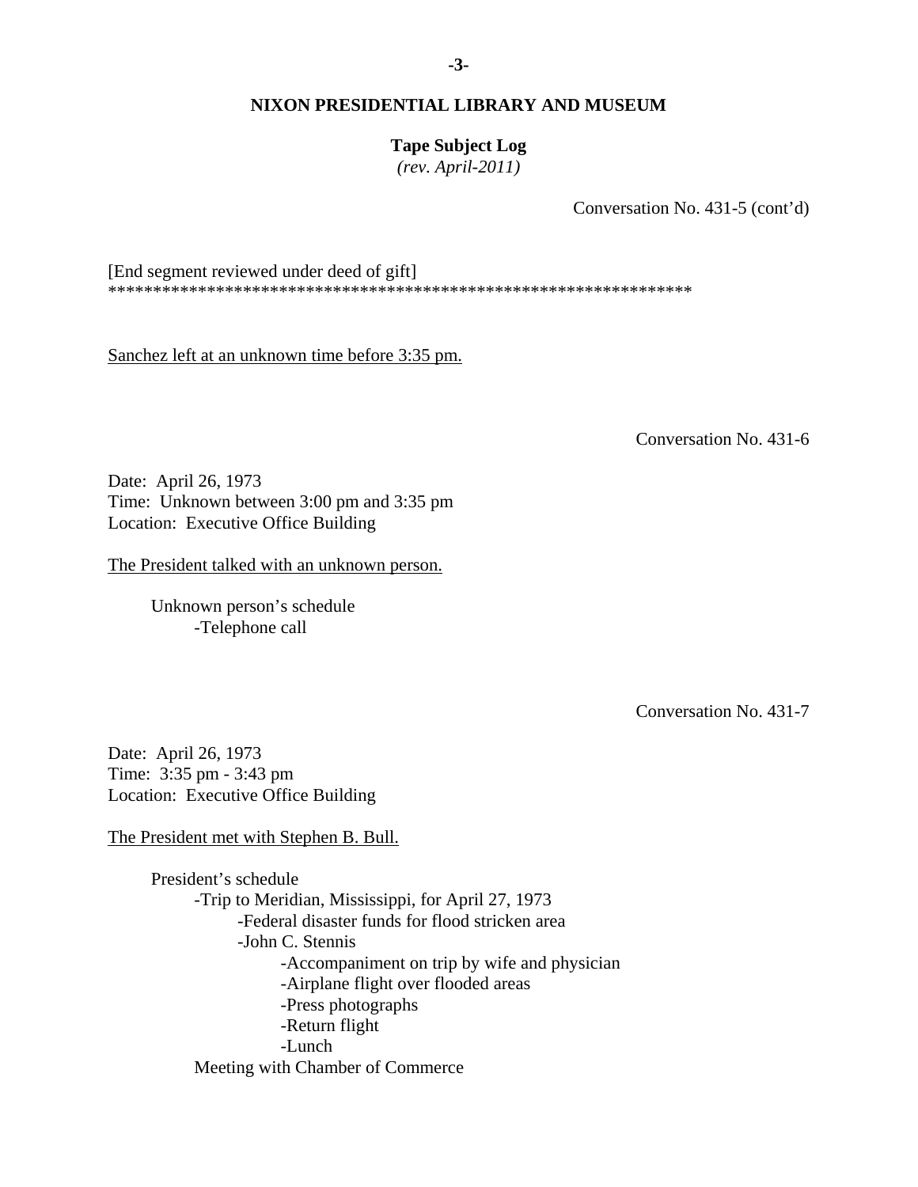Conversation No. 431-5 (cont'd)

[End segment reviewed under deed of gift]
*****************************************************************

Sanchez left at an unknown time before 3:35 pm.

Conversation No. 431-6

Date: April 26, 1973
Time: Unknown between 3:00 pm and 3:35 pm
Location: Executive Office Building

The President talked with an unknown person.

- Unknown person's schedule
  - -Telephone call

Conversation No. 431-7

Date: April 26, 1973
Time: 3:35 pm - 3:43 pm
Location: Executive Office Building

The President met with Stephen B. Bull.

- President's schedule
  - -Trip to Meridian, Mississippi, for April 27, 1973
    - -Federal disaster funds for flood stricken area
    - -John C. Stennis
      - -Accompaniment on trip by wife and physician
      - -Airplane flight over flooded areas
      - -Press photographs
      - -Return flight
      - -Lunch
  - Meeting with Chamber of Commerce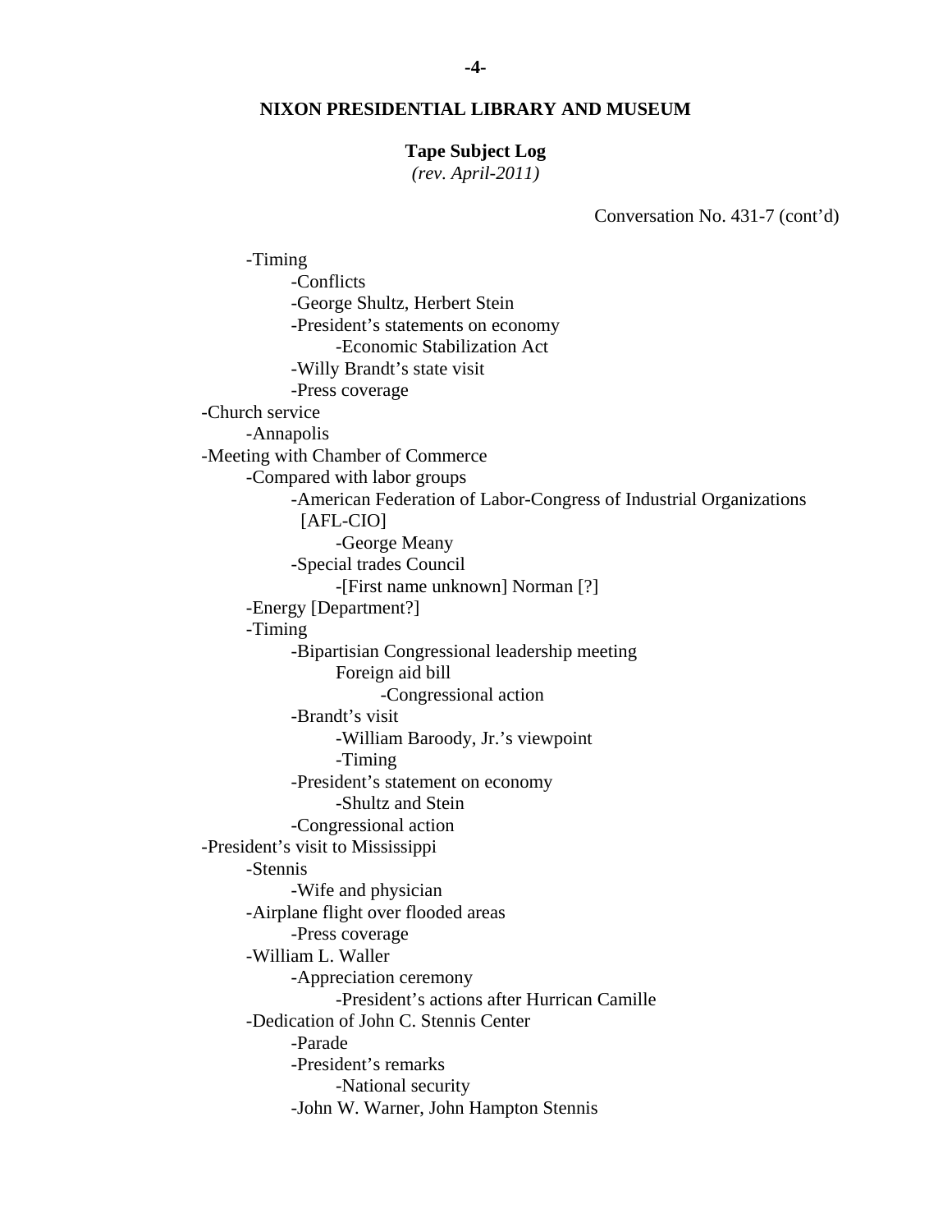**NIXON PRESIDENTIAL LIBRARY AND MUSEUM**

**Tape Subject Log**
*(rev. April-2011)*

Conversation No. 431-7 (cont'd)

- -Timing
    - -Conflicts
    - -George Shultz, Herbert Stein
    - -President's statements on economy
        - -Economic Stabilization Act
    - -Willy Brandt's state visit
    - -Press coverage
- -Church service
    - -Annapolis
- -Meeting with Chamber of Commerce
    - -Compared with labor groups
        - -American Federation of Labor-Congress of Industrial Organizations [AFL-CIO]
            - -George Meany
        - -Special trades Council
            - -[First name unknown] Norman [?]
    - -Energy [Department?]
    - -Timing
        - -Bipartisian Congressional leadership meeting
            - Foreign aid bill
                - -Congressional action
        - -Brandt's visit
            - -William Baroody, Jr.'s viewpoint
            - -Timing
        - -President's statement on economy
            - -Shultz and Stein
        - -Congressional action
- -President's visit to Mississippi
    - -Stennis
        - -Wife and physician
    - -Airplane flight over flooded areas
        - -Press coverage
    - -William L. Waller
        - -Appreciation ceremony
            - -President's actions after Hurrican Camille
    - -Dedication of John C. Stennis Center
        - -Parade
        - -President's remarks
            - -National security
        - -John W. Warner, John Hampton Stennis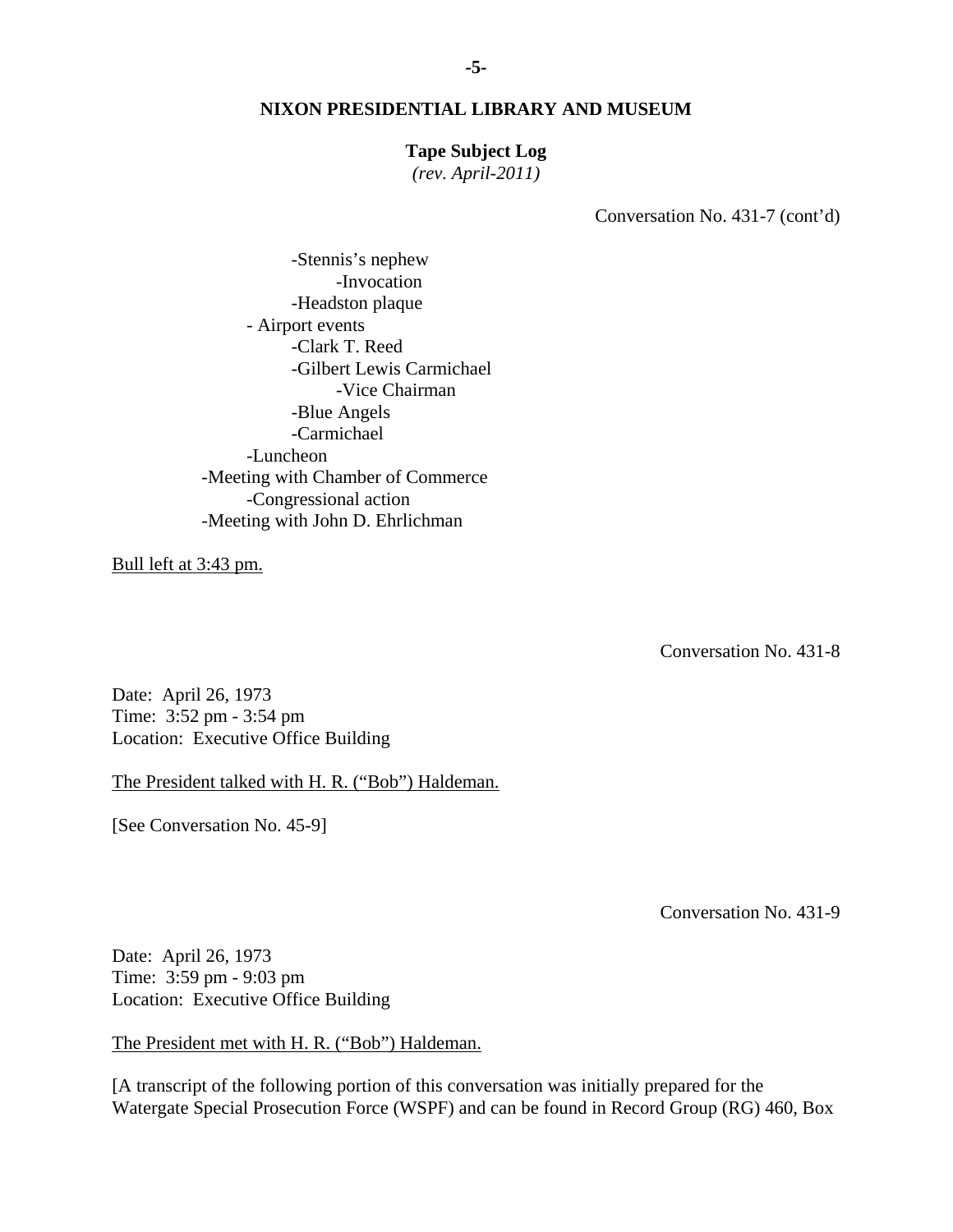**NIXON PRESIDENTIAL LIBRARY AND MUSEUM**

**Tape Subject Log**
*(rev. April-2011)*

Conversation No. 431-7 (cont'd)

- -Stennis's nephew
    - -Invocation
- -Headston plaque
- - Airport events
    - -Clark T. Reed
    - -Gilbert Lewis Carmichael
        - -Vice Chairman
    - -Blue Angels
    - -Carmichael
- -Luncheon
- -Meeting with Chamber of Commerce
    - -Congressional action
- -Meeting with John D. Ehrlichman

<u>Bull left at 3:43 pm.</u>

Conversation No. 431-8

Date: April 26, 1973
Time: 3:52 pm - 3:54 pm
Location: Executive Office Building

<u>The President talked with H. R. ("Bob") Haldeman.</u>

[See Conversation No. 45-9]

Conversation No. 431-9

Date: April 26, 1973
Time: 3:59 pm - 9:03 pm
Location: Executive Office Building

<u>The President met with H. R. ("Bob") Haldeman.</u>

[A transcript of the following portion of this conversation was initially prepared for the Watergate Special Prosecution Force (WSPF) and can be found in Record Group (RG) 460, Box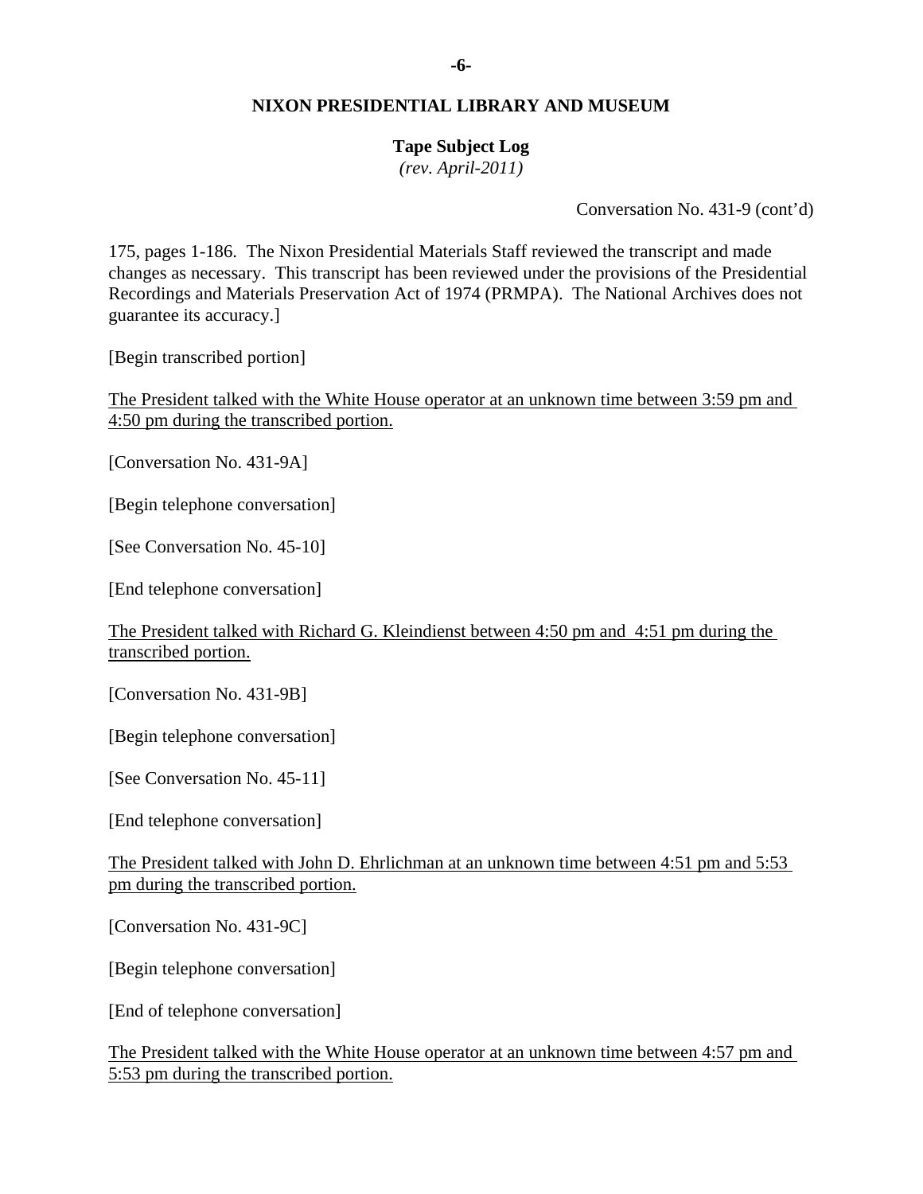## NIXON PRESIDENTIAL LIBRARY AND MUSEUM

**Tape Subject Log**
*(rev. April-2011)*

Conversation No. 431-9 (cont'd)

175, pages 1-186. The Nixon Presidential Materials Staff reviewed the transcript and made changes as necessary. This transcript has been reviewed under the provisions of the Presidential Recordings and Materials Preservation Act of 1974 (PRMPA). The National Archives does not guarantee its accuracy.]

[Begin transcribed portion]

The President talked with the White House operator at an unknown time between 3:59 pm and 4:50 pm during the transcribed portion.

[Conversation No. 431-9A]

[Begin telephone conversation]

[See Conversation No. 45-10]

[End telephone conversation]

The President talked with Richard G. Kleindienst between 4:50 pm and 4:51 pm during the transcribed portion.

[Conversation No. 431-9B]

[Begin telephone conversation]

[See Conversation No. 45-11]

[End telephone conversation]

The President talked with John D. Ehrlichman at an unknown time between 4:51 pm and 5:53 pm during the transcribed portion.

[Conversation No. 431-9C]

[Begin telephone conversation]

[End of telephone conversation]

The President talked with the White House operator at an unknown time between 4:57 pm and 5:53 pm during the transcribed portion.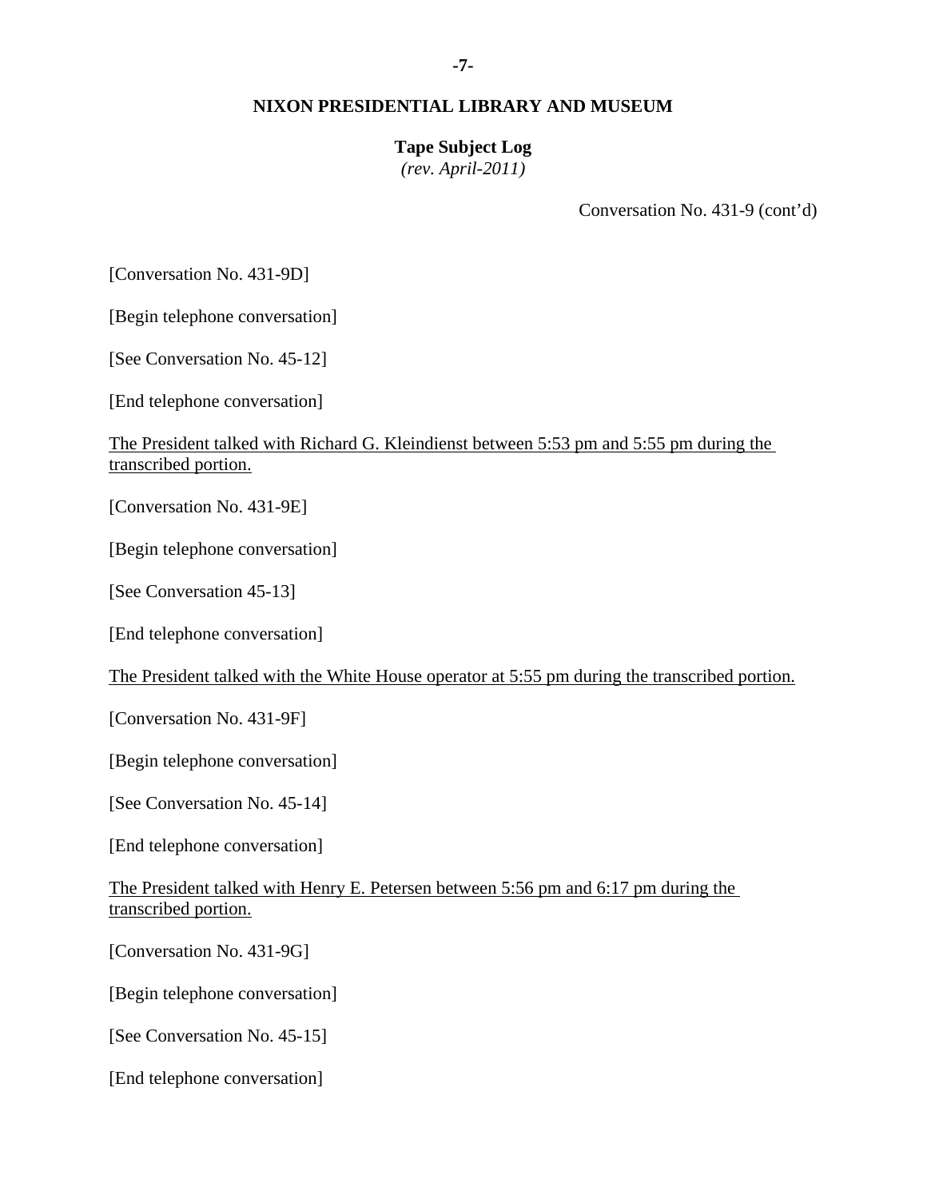**NIXON PRESIDENTIAL LIBRARY AND MUSEUM**

**Tape Subject Log**
*(rev. April-2011)*

Conversation No. 431-9 (cont'd)

[Conversation No. 431-9D]

[Begin telephone conversation]

[See Conversation No. 45-12]

[End telephone conversation]

<u>The President talked with Richard G. Kleindienst between 5:53 pm and 5:55 pm during the transcribed portion.</u>

[Conversation No. 431-9E]

[Begin telephone conversation]

[See Conversation 45-13]

[End telephone conversation]

<u>The President talked with the White House operator at 5:55 pm during the transcribed portion.</u>

[Conversation No. 431-9F]

[Begin telephone conversation]

[See Conversation No. 45-14]

[End telephone conversation]

<u>The President talked with Henry E. Petersen between 5:56 pm and 6:17 pm during the transcribed portion.</u>

[Conversation No. 431-9G]

[Begin telephone conversation]

[See Conversation No. 45-15]

[End telephone conversation]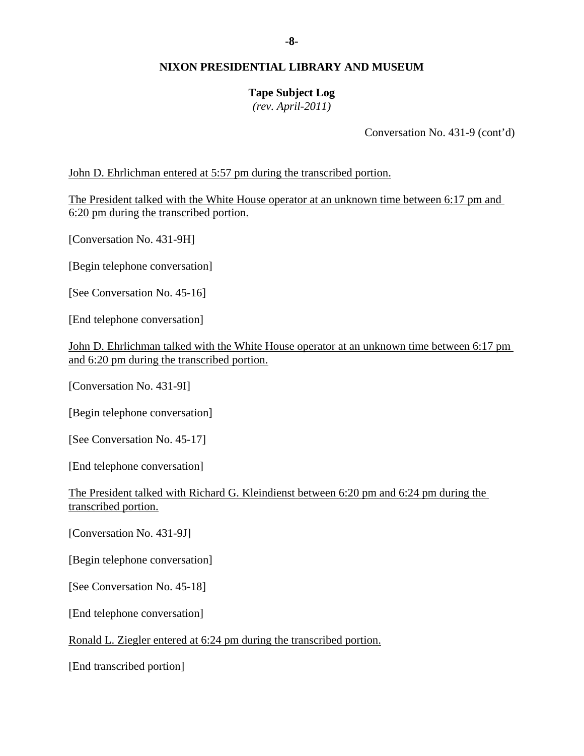Conversation No. 431-9 (cont'd)

<u>John D. Ehrlichman entered at 5:57 pm during the transcribed portion.</u>

<u>The President talked with the White House operator at an unknown time between 6:17 pm and 6:20 pm during the transcribed portion.</u>

[Conversation No. 431-9H]

[Begin telephone conversation]

[See Conversation No. 45-16]

[End telephone conversation]

<u>John D. Ehrlichman talked with the White House operator at an unknown time between 6:17 pm and 6:20 pm during the transcribed portion.</u>

[Conversation No. 431-9I]

[Begin telephone conversation]

[See Conversation No. 45-17]

[End telephone conversation]

<u>The President talked with Richard G. Kleindienst between 6:20 pm and 6:24 pm during the transcribed portion.</u>

[Conversation No. 431-9J]

[Begin telephone conversation]

[See Conversation No. 45-18]

[End telephone conversation]

<u>Ronald L. Ziegler entered at 6:24 pm during the transcribed portion.</u>

[End transcribed portion]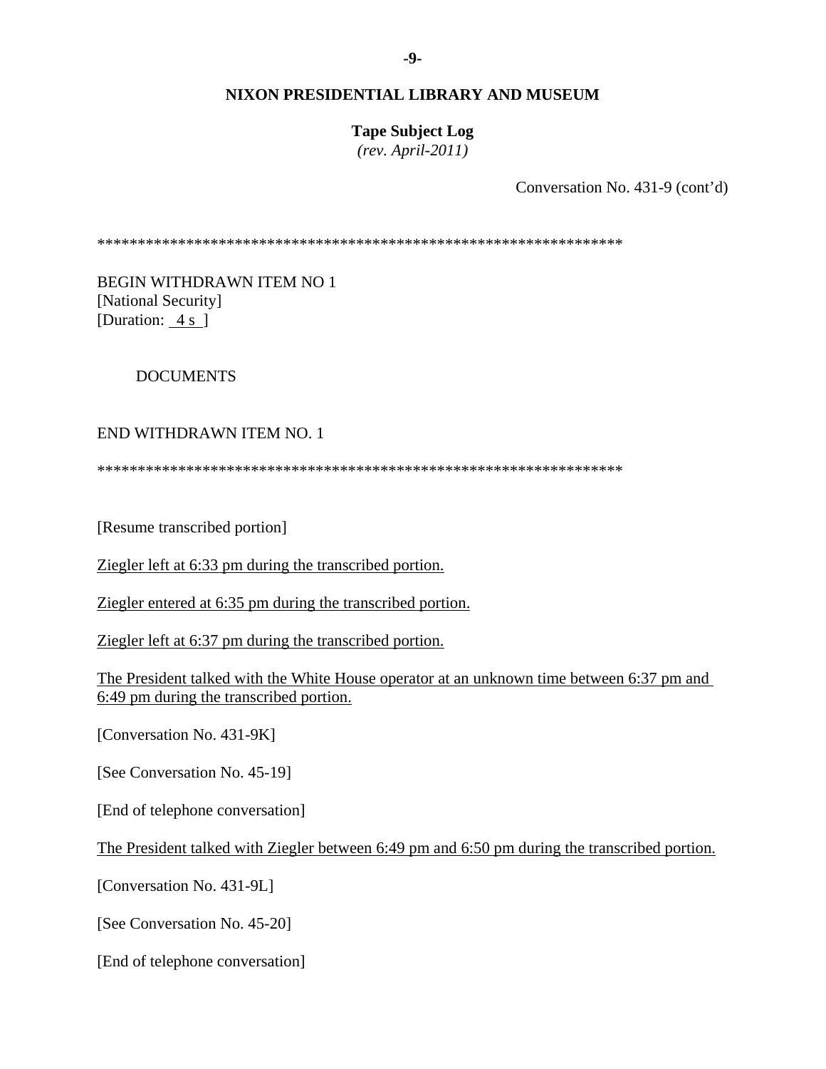Conversation No. 431-9 (cont'd)

*****************************************************************

BEGIN WITHDRAWN ITEM NO 1
[National Security]
[Duration: 4 s ]

DOCUMENTS

END WITHDRAWN ITEM NO. 1

*****************************************************************

[Resume transcribed portion]

Ziegler left at 6:33 pm during the transcribed portion.

Ziegler entered at 6:35 pm during the transcribed portion.

Ziegler left at 6:37 pm during the transcribed portion.

The President talked with the White House operator at an unknown time between 6:37 pm and 6:49 pm during the transcribed portion.

[Conversation No. 431-9K]

[See Conversation No. 45-19]

[End of telephone conversation]

The President talked with Ziegler between 6:49 pm and 6:50 pm during the transcribed portion.

[Conversation No. 431-9L]

[See Conversation No. 45-20]

[End of telephone conversation]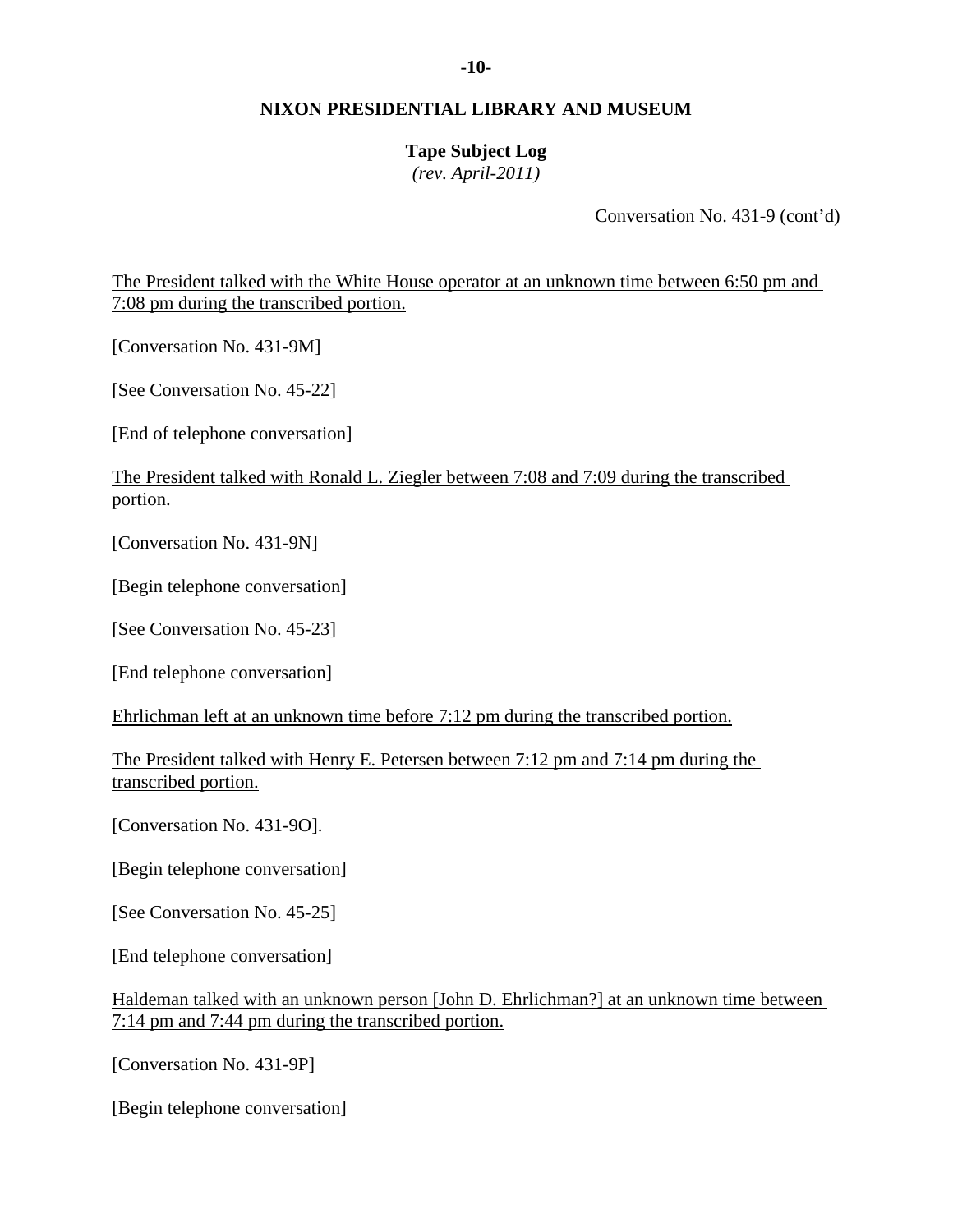**NIXON PRESIDENTIAL LIBRARY AND MUSEUM**

**Tape Subject Log**
*(rev. April-2011)*

Conversation No. 431-9 (cont'd)

The President talked with the White House operator at an unknown time between 6:50 pm and 7:08 pm during the transcribed portion.

[Conversation No. 431-9M]

[See Conversation No. 45-22]

[End of telephone conversation]

The President talked with Ronald L. Ziegler between 7:08 and 7:09 during the transcribed portion.

[Conversation No. 431-9N]

[Begin telephone conversation]

[See Conversation No. 45-23]

[End telephone conversation]

Ehrlichman left at an unknown time before 7:12 pm during the transcribed portion.

The President talked with Henry E. Petersen between 7:12 pm and 7:14 pm during the transcribed portion.

[Conversation No. 431-9O].

[Begin telephone conversation]

[See Conversation No. 45-25]

[End telephone conversation]

Haldeman talked with an unknown person [John D. Ehrlichman?] at an unknown time between 7:14 pm and 7:44 pm during the transcribed portion.

[Conversation No. 431-9P]

[Begin telephone conversation]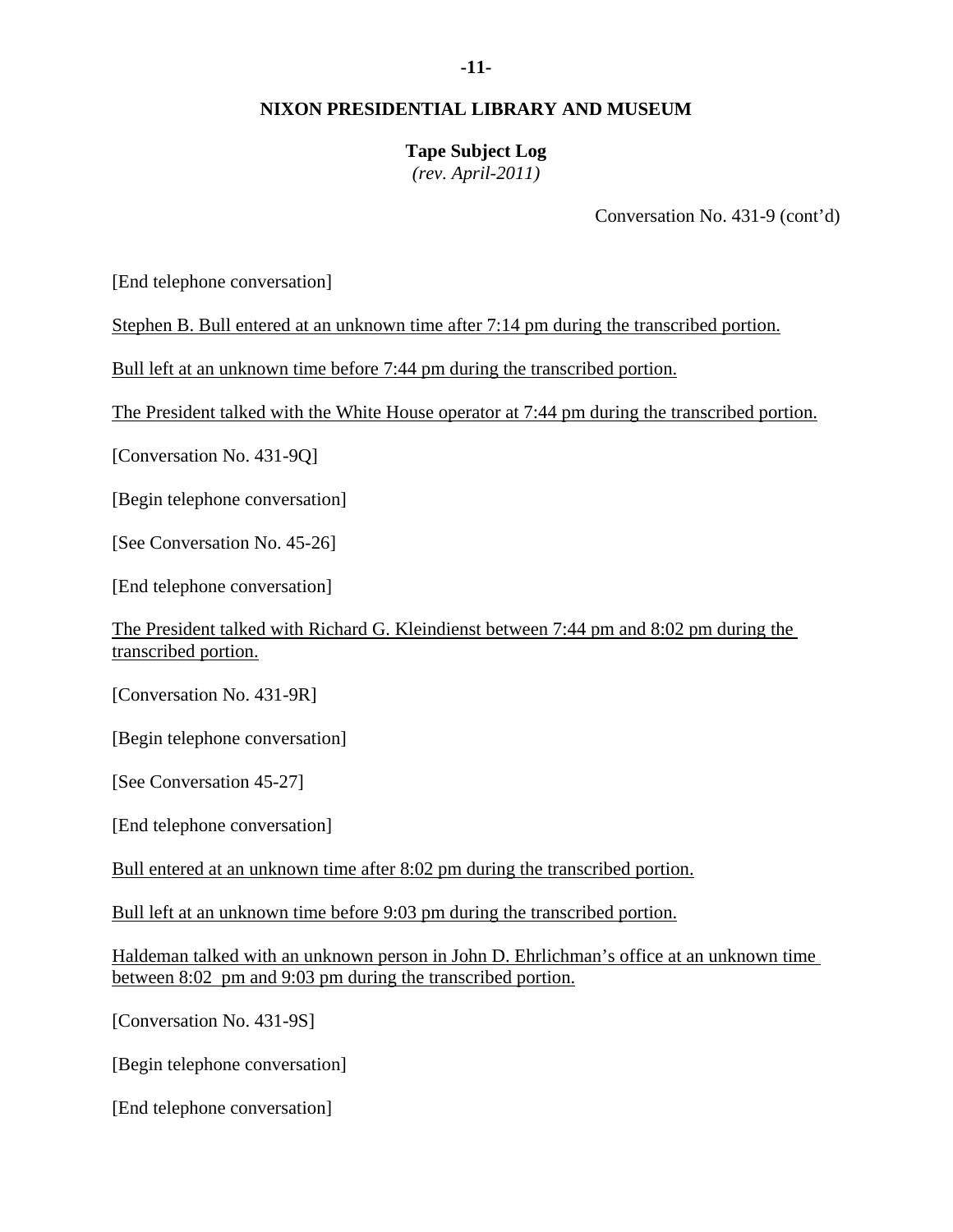**NIXON PRESIDENTIAL LIBRARY AND MUSEUM**

**Tape Subject Log**
*(rev. April-2011)*

Conversation No. 431-9 (cont'd)

[End telephone conversation]

Stephen B. Bull entered at an unknown time after 7:14 pm during the transcribed portion.

Bull left at an unknown time before 7:44 pm during the transcribed portion.

The President talked with the White House operator at 7:44 pm during the transcribed portion.

[Conversation No. 431-9Q]

[Begin telephone conversation]

[See Conversation No. 45-26]

[End telephone conversation]

The President talked with Richard G. Kleindienst between 7:44 pm and 8:02 pm during the transcribed portion.

[Conversation No. 431-9R]

[Begin telephone conversation]

[See Conversation 45-27]

[End telephone conversation]

Bull entered at an unknown time after 8:02 pm during the transcribed portion.

Bull left at an unknown time before 9:03 pm during the transcribed portion.

Haldeman talked with an unknown person in John D. Ehrlichman's office at an unknown time between 8:02 pm and 9:03 pm during the transcribed portion.

[Conversation No. 431-9S]

[Begin telephone conversation]

[End telephone conversation]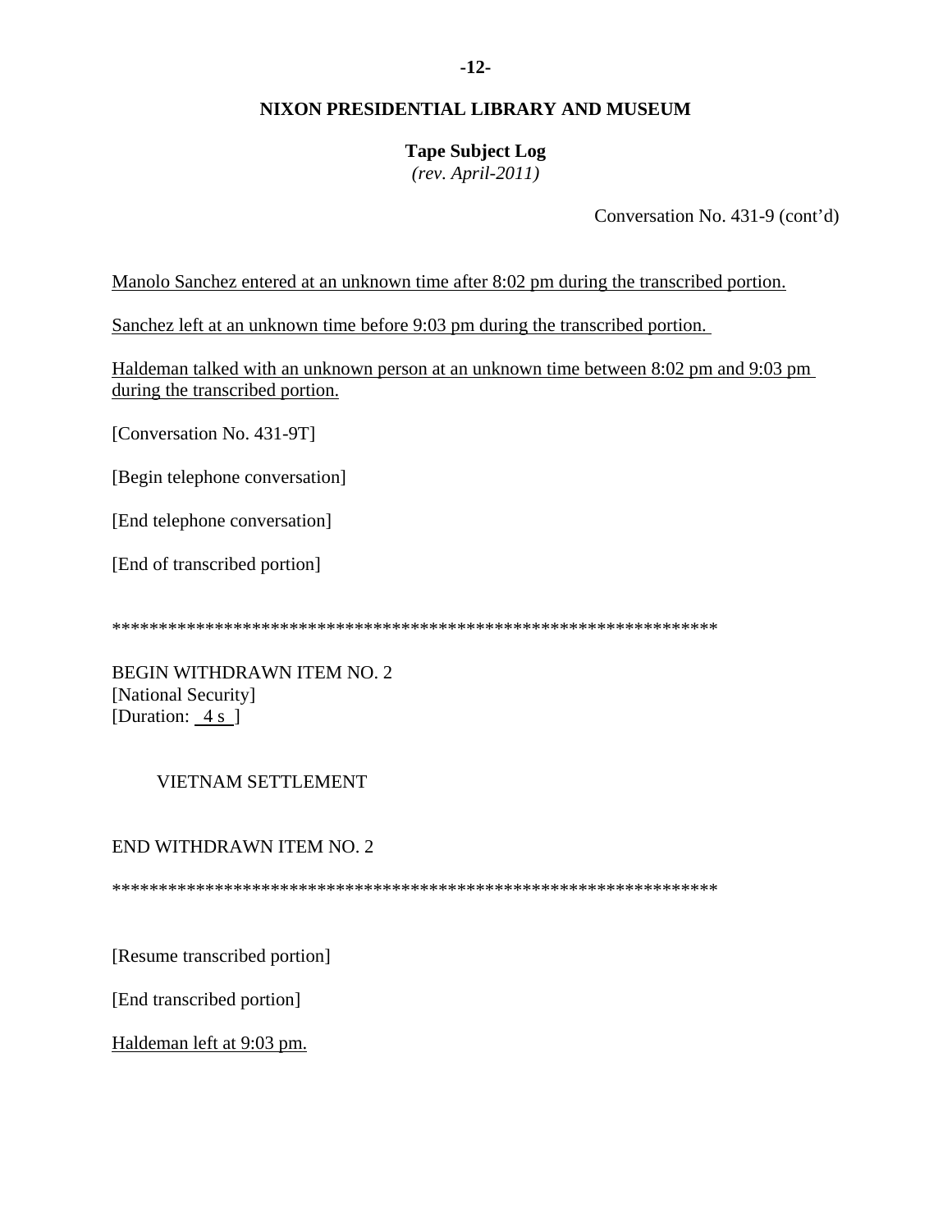# NIXON PRESIDENTIAL LIBRARY AND MUSEUM

**Tape Subject Log**
*(rev. April-2011)*

Conversation No. 431-9 (cont'd)

Manolo Sanchez entered at an unknown time after 8:02 pm during the transcribed portion.

Sanchez left at an unknown time before 9:03 pm during the transcribed portion.

Haldeman talked with an unknown person at an unknown time between 8:02 pm and 9:03 pm during the transcribed portion.

[Conversation No. 431-9T]

[Begin telephone conversation]

[End telephone conversation]

[End of transcribed portion]

*****************************************************************

BEGIN WITHDRAWN ITEM NO. 2
[National Security]
[Duration: 4 s ]

VIETNAM SETTLEMENT

END WITHDRAWN ITEM NO. 2

*****************************************************************

[Resume transcribed portion]

[End transcribed portion]

Haldeman left at 9:03 pm.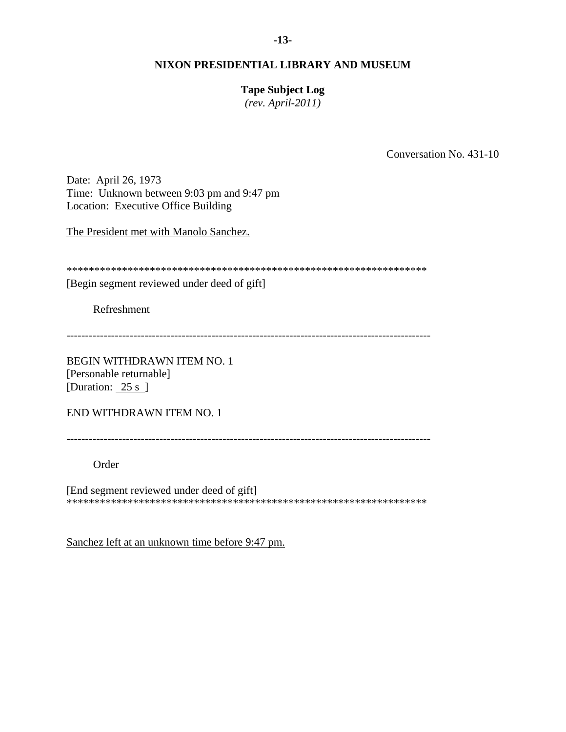## NIXON PRESIDENTIAL LIBRARY AND MUSEUM

**Tape Subject Log**
*(rev. April-2011)*

Conversation No. 431-10

Date: April 26, 1973
Time: Unknown between 9:03 pm and 9:47 pm
Location: Executive Office Building

The President met with Manolo Sanchez.

*****************************************************************
[Begin segment reviewed under deed of gift]

Refreshment

------------------------------------------------------------------------------------------------

BEGIN WITHDRAWN ITEM NO. 1
[Personable returnable]
[Duration: 25 s ]

END WITHDRAWN ITEM NO. 1

------------------------------------------------------------------------------------------------

Order

[End segment reviewed under deed of gift]
*****************************************************************

Sanchez left at an unknown time before 9:47 pm.